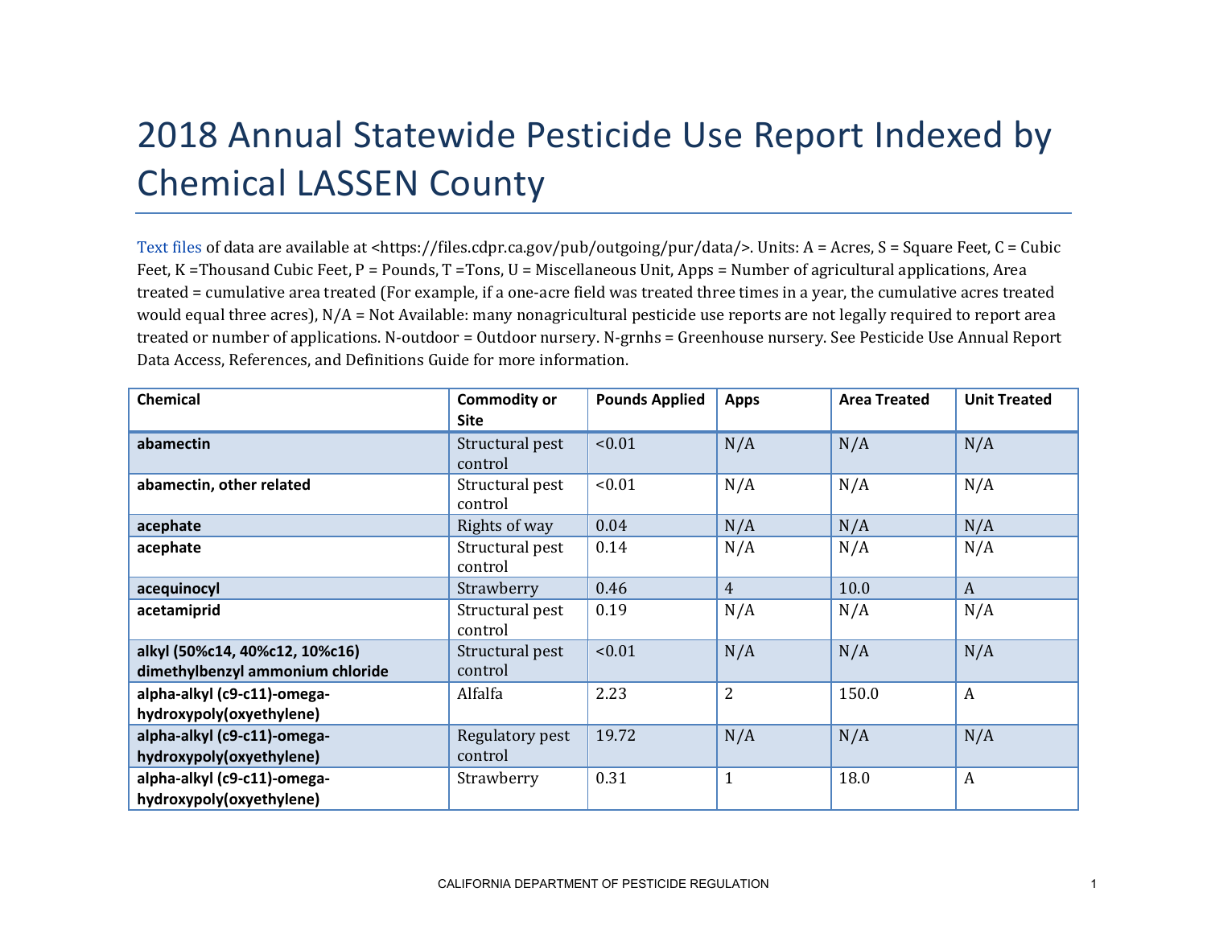# 2018 Annual Statewide Pesticide Use Report Indexed by Chemical LASSEN County

Text files of data are available at <https://files.cdpr.ca.gov/pub/outgoing/pur/data/>. Units: A = Acres, S = Square Feet, C = Cubic Feet, K =Thousand Cubic Feet, P = Pounds, T =Tons, U = Miscellaneous Unit, Apps = Number of agricultural applications, Area treated = cumulative area treated (For example, if a one-acre field was treated three times in a year, the cumulative acres treated would equal three acres), N/A = Not Available: many nonagricultural pesticide use reports are not legally required to report area treated or number of applications. N-outdoor = Outdoor nursery. N-grnhs = Greenhouse nursery. See Pesticide Use Annual Report Data Access, References, and Definitions Guide for more information.

| Chemical | Commodity or Site | Pounds Applied | Apps | Area Treated | Unit Treated |
|---|---|---|---|---|---|
| **abamectin** | Structural pest control | <0.01 | N/A | N/A | N/A |
| **abamectin, other related** | Structural pest control | <0.01 | N/A | N/A | N/A |
| **acephate** | Rights of way | 0.04 | N/A | N/A | N/A |
| **acephate** | Structural pest control | 0.14 | N/A | N/A | N/A |
| **acequinocyl** | Strawberry | 0.46 | 4 | 10.0 | A |
| **acetamiprid** | Structural pest control | 0.19 | N/A | N/A | N/A |
| **alkyl (50%c14, 40%c12, 10%c16) dimethylbenzyl ammonium chloride** | Structural pest control | <0.01 | N/A | N/A | N/A |
| **alpha-alkyl (c9-c11)-omega-hydroxypoly(oxyethylene)** | Alfalfa | 2.23 | 2 | 150.0 | A |
| **alpha-alkyl (c9-c11)-omega-hydroxypoly(oxyethylene)** | Regulatory pest control | 19.72 | N/A | N/A | N/A |
| **alpha-alkyl (c9-c11)-omega-hydroxypoly(oxyethylene)** | Strawberry | 0.31 | 1 | 18.0 | A |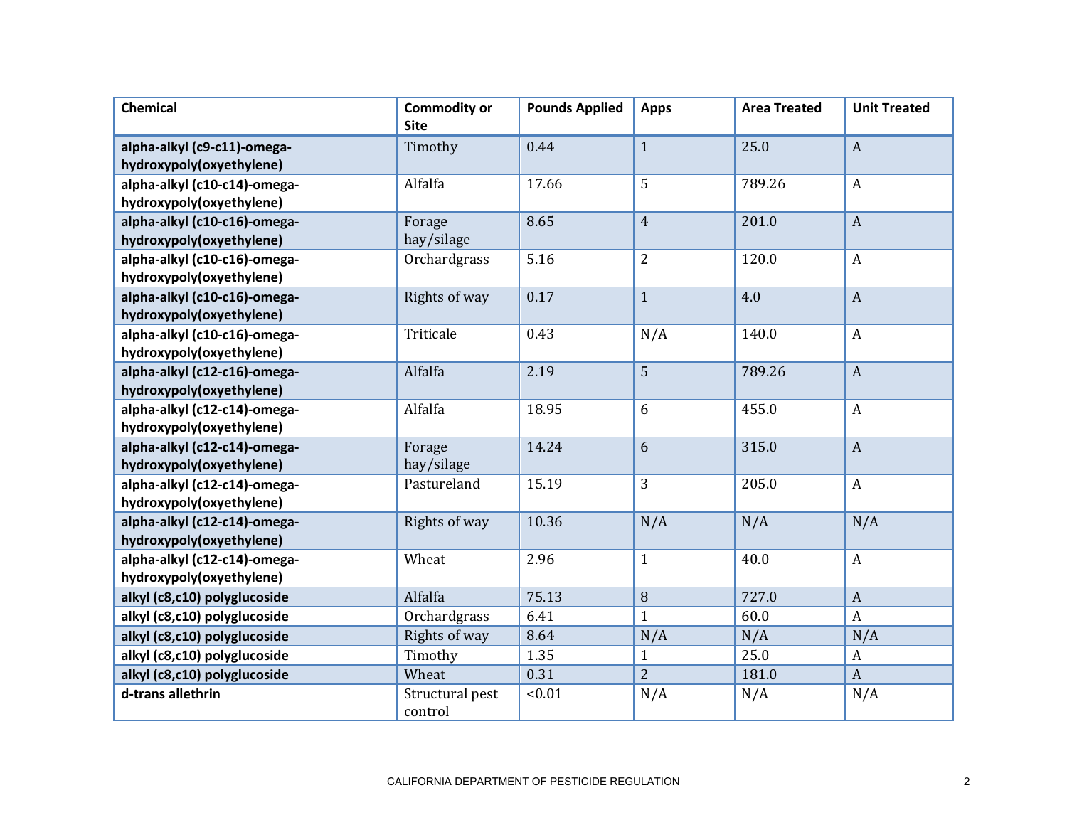| Chemical | Commodity or Site | Pounds Applied | Apps | Area Treated | Unit Treated |
|---|---|---|---|---|---|
| **alpha-alkyl (c9-c11)-omega-hydroxypoly(oxyethylene)** | Timothy | 0.44 | 1 | 25.0 | A |
| **alpha-alkyl (c10-c14)-omega-hydroxypoly(oxyethylene)** | Alfalfa | 17.66 | 5 | 789.26 | A |
| **alpha-alkyl (c10-c16)-omega-hydroxypoly(oxyethylene)** | Forage hay/silage | 8.65 | 4 | 201.0 | A |
| **alpha-alkyl (c10-c16)-omega-hydroxypoly(oxyethylene)** | Orchardgrass | 5.16 | 2 | 120.0 | A |
| **alpha-alkyl (c10-c16)-omega-hydroxypoly(oxyethylene)** | Rights of way | 0.17 | 1 | 4.0 | A |
| **alpha-alkyl (c10-c16)-omega-hydroxypoly(oxyethylene)** | Triticale | 0.43 | N/A | 140.0 | A |
| **alpha-alkyl (c12-c16)-omega-hydroxypoly(oxyethylene)** | Alfalfa | 2.19 | 5 | 789.26 | A |
| **alpha-alkyl (c12-c14)-omega-hydroxypoly(oxyethylene)** | Alfalfa | 18.95 | 6 | 455.0 | A |
| **alpha-alkyl (c12-c14)-omega-hydroxypoly(oxyethylene)** | Forage hay/silage | 14.24 | 6 | 315.0 | A |
| **alpha-alkyl (c12-c14)-omega-hydroxypoly(oxyethylene)** | Pastureland | 15.19 | 3 | 205.0 | A |
| **alpha-alkyl (c12-c14)-omega-hydroxypoly(oxyethylene)** | Rights of way | 10.36 | N/A | N/A | N/A |
| **alpha-alkyl (c12-c14)-omega-hydroxypoly(oxyethylene)** | Wheat | 2.96 | 1 | 40.0 | A |
| **alkyl (c8,c10) polyglucoside** | Alfalfa | 75.13 | 8 | 727.0 | A |
| **alkyl (c8,c10) polyglucoside** | Orchardgrass | 6.41 | 1 | 60.0 | A |
| **alkyl (c8,c10) polyglucoside** | Rights of way | 8.64 | N/A | N/A | N/A |
| **alkyl (c8,c10) polyglucoside** | Timothy | 1.35 | 1 | 25.0 | A |
| **alkyl (c8,c10) polyglucoside** | Wheat | 0.31 | 2 | 181.0 | A |
| **d-trans allethrin** | Structural pest control | <0.01 | N/A | N/A | N/A |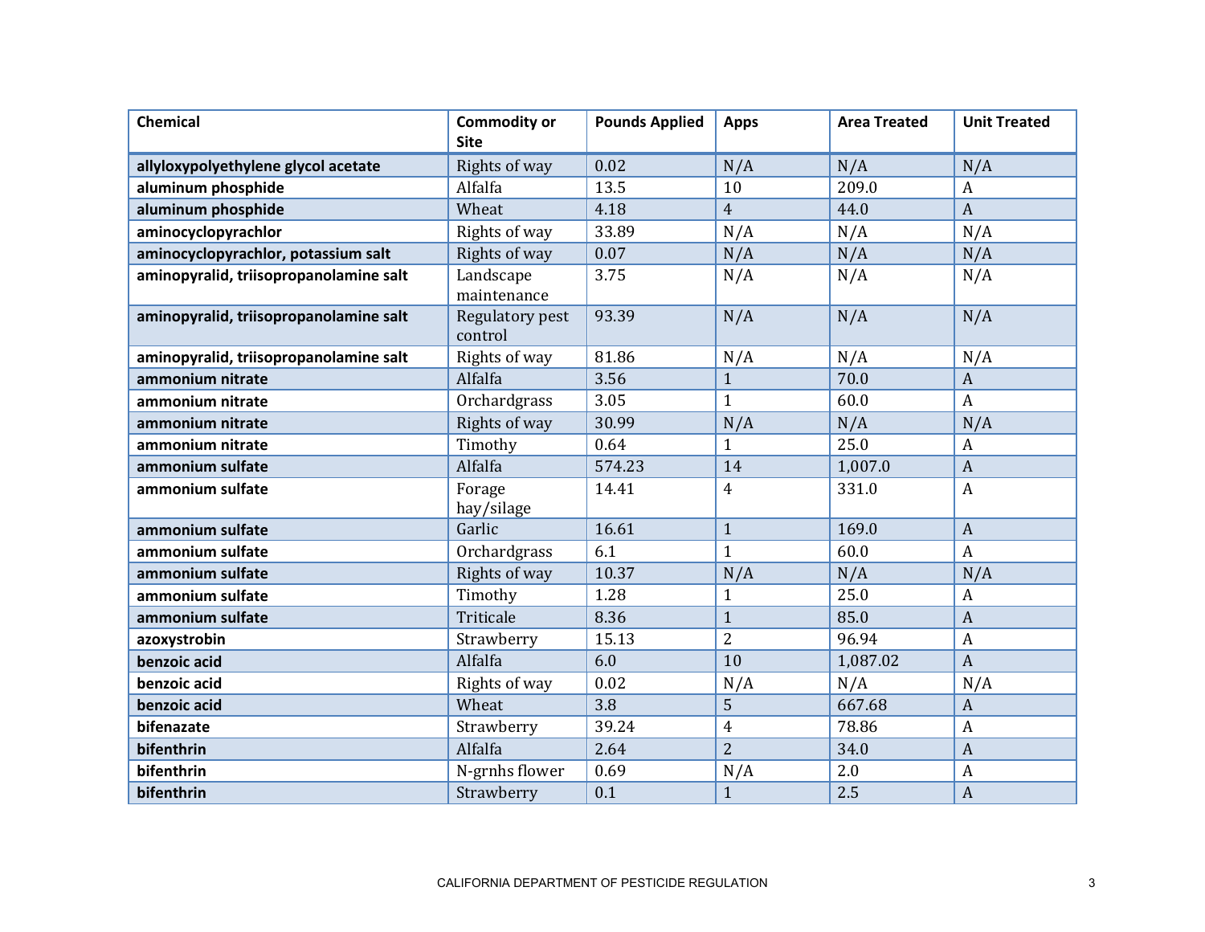| Chemical | Commodity or Site | Pounds Applied | Apps | Area Treated | Unit Treated |
|---|---|---|---|---|---|
| **allyloxypolyethylene glycol acetate** | Rights of way | 0.02 | N/A | N/A | N/A |
| **aluminum phosphide** | Alfalfa | 13.5 | 10 | 209.0 | A |
| **aluminum phosphide** | Wheat | 4.18 | 4 | 44.0 | A |
| **aminocyclopyrachlor** | Rights of way | 33.89 | N/A | N/A | N/A |
| **aminocyclopyrachlor, potassium salt** | Rights of way | 0.07 | N/A | N/A | N/A |
| **aminopyralid, triisopropanolamine salt** | Landscape maintenance | 3.75 | N/A | N/A | N/A |
| **aminopyralid, triisopropanolamine salt** | Regulatory pest control | 93.39 | N/A | N/A | N/A |
| **aminopyralid, triisopropanolamine salt** | Rights of way | 81.86 | N/A | N/A | N/A |
| **ammonium nitrate** | Alfalfa | 3.56 | 1 | 70.0 | A |
| **ammonium nitrate** | Orchardgrass | 3.05 | 1 | 60.0 | A |
| **ammonium nitrate** | Rights of way | 30.99 | N/A | N/A | N/A |
| **ammonium nitrate** | Timothy | 0.64 | 1 | 25.0 | A |
| **ammonium sulfate** | Alfalfa | 574.23 | 14 | 1,007.0 | A |
| **ammonium sulfate** | Forage hay/silage | 14.41 | 4 | 331.0 | A |
| **ammonium sulfate** | Garlic | 16.61 | 1 | 169.0 | A |
| **ammonium sulfate** | Orchardgrass | 6.1 | 1 | 60.0 | A |
| **ammonium sulfate** | Rights of way | 10.37 | N/A | N/A | N/A |
| **ammonium sulfate** | Timothy | 1.28 | 1 | 25.0 | A |
| **ammonium sulfate** | Triticale | 8.36 | 1 | 85.0 | A |
| **azoxystrobin** | Strawberry | 15.13 | 2 | 96.94 | A |
| **benzoic acid** | Alfalfa | 6.0 | 10 | 1,087.02 | A |
| **benzoic acid** | Rights of way | 0.02 | N/A | N/A | N/A |
| **benzoic acid** | Wheat | 3.8 | 5 | 667.68 | A |
| **bifenazate** | Strawberry | 39.24 | 4 | 78.86 | A |
| **bifenthrin** | Alfalfa | 2.64 | 2 | 34.0 | A |
| **bifenthrin** | N-grnhs flower | 0.69 | N/A | 2.0 | A |
| **bifenthrin** | Strawberry | 0.1 | 1 | 2.5 | A |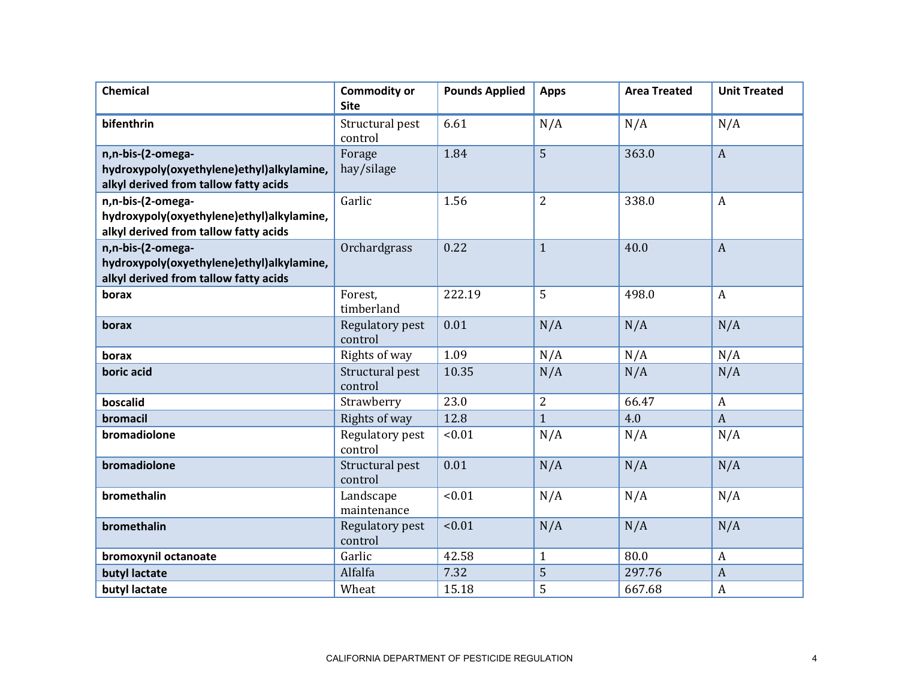| Chemical | Commodity or Site | Pounds Applied | Apps | Area Treated | Unit Treated |
|---|---|---|---|---|---|
| **bifenthrin** | Structural pest control | 6.61 | N/A | N/A | N/A |
| **n,n-bis-(2-omega-hydroxypoly(oxyethylene)ethyl)alkylamine, alkyl derived from tallow fatty acids** | Forage hay/silage | 1.84 | 5 | 363.0 | A |
| **n,n-bis-(2-omega-hydroxypoly(oxyethylene)ethyl)alkylamine, alkyl derived from tallow fatty acids** | Garlic | 1.56 | 2 | 338.0 | A |
| **n,n-bis-(2-omega-hydroxypoly(oxyethylene)ethyl)alkylamine, alkyl derived from tallow fatty acids** | Orchardgrass | 0.22 | 1 | 40.0 | A |
| **borax** | Forest, timberland | 222.19 | 5 | 498.0 | A |
| **borax** | Regulatory pest control | 0.01 | N/A | N/A | N/A |
| **borax** | Rights of way | 1.09 | N/A | N/A | N/A |
| **boric acid** | Structural pest control | 10.35 | N/A | N/A | N/A |
| **boscalid** | Strawberry | 23.0 | 2 | 66.47 | A |
| **bromacil** | Rights of way | 12.8 | 1 | 4.0 | A |
| **bromadiolone** | Regulatory pest control | <0.01 | N/A | N/A | N/A |
| **bromadiolone** | Structural pest control | 0.01 | N/A | N/A | N/A |
| **bromethalin** | Landscape maintenance | <0.01 | N/A | N/A | N/A |
| **bromethalin** | Regulatory pest control | <0.01 | N/A | N/A | N/A |
| **bromoxynil octanoate** | Garlic | 42.58 | 1 | 80.0 | A |
| **butyl lactate** | Alfalfa | 7.32 | 5 | 297.76 | A |
| **butyl lactate** | Wheat | 15.18 | 5 | 667.68 | A |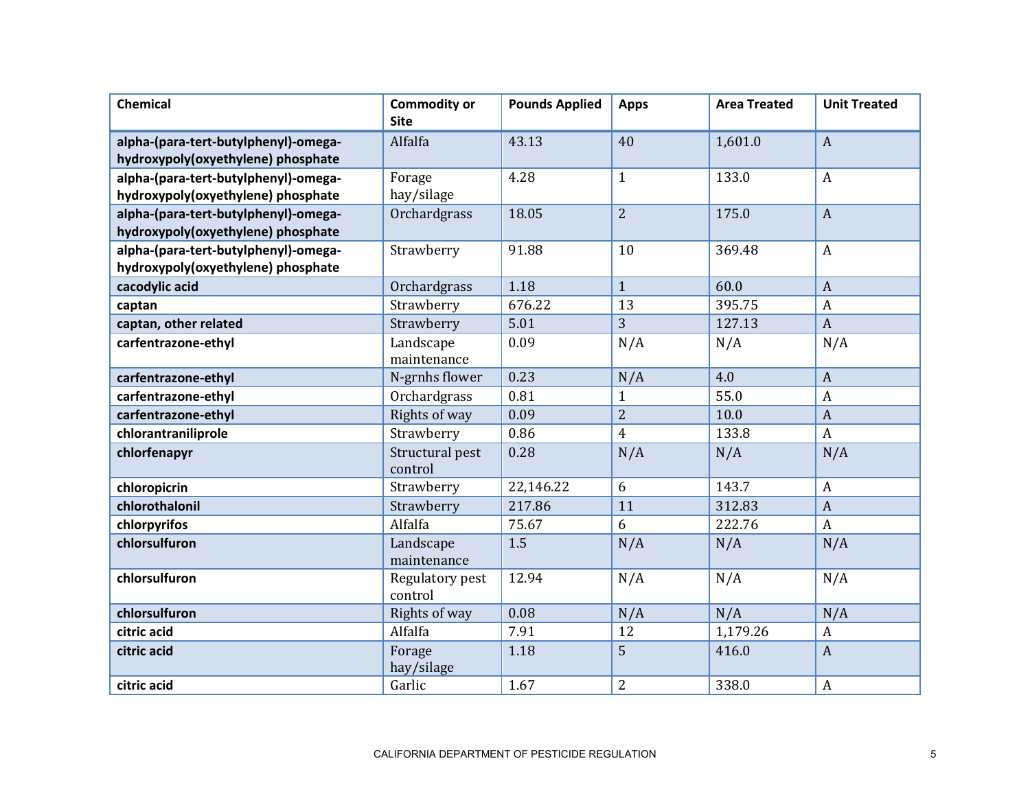| Chemical | Commodity or Site | Pounds Applied | Apps | Area Treated | Unit Treated |
|---|---|---|---|---|---|
| **alpha-(para-tert-butylphenyl)-omega-hydroxypoly(oxyethylene) phosphate** | Alfalfa | 43.13 | 40 | 1,601.0 | A |
| **alpha-(para-tert-butylphenyl)-omega-hydroxypoly(oxyethylene) phosphate** | Forage hay/silage | 4.28 | 1 | 133.0 | A |
| **alpha-(para-tert-butylphenyl)-omega-hydroxypoly(oxyethylene) phosphate** | Orchardgrass | 18.05 | 2 | 175.0 | A |
| **alpha-(para-tert-butylphenyl)-omega-hydroxypoly(oxyethylene) phosphate** | Strawberry | 91.88 | 10 | 369.48 | A |
| **cacodylic acid** | Orchardgrass | 1.18 | 1 | 60.0 | A |
| **captan** | Strawberry | 676.22 | 13 | 395.75 | A |
| **captan, other related** | Strawberry | 5.01 | 3 | 127.13 | A |
| **carfentrazone-ethyl** | Landscape maintenance | 0.09 | N/A | N/A | N/A |
| **carfentrazone-ethyl** | N-grnhs flower | 0.23 | N/A | 4.0 | A |
| **carfentrazone-ethyl** | Orchardgrass | 0.81 | 1 | 55.0 | A |
| **carfentrazone-ethyl** | Rights of way | 0.09 | 2 | 10.0 | A |
| **chlorantraniliprole** | Strawberry | 0.86 | 4 | 133.8 | A |
| **chlorfenapyr** | Structural pest control | 0.28 | N/A | N/A | N/A |
| **chloropicrin** | Strawberry | 22,146.22 | 6 | 143.7 | A |
| **chlorothalonil** | Strawberry | 217.86 | 11 | 312.83 | A |
| **chlorpyrifos** | Alfalfa | 75.67 | 6 | 222.76 | A |
| **chlorsulfuron** | Landscape maintenance | 1.5 | N/A | N/A | N/A |
| **chlorsulfuron** | Regulatory pest control | 12.94 | N/A | N/A | N/A |
| **chlorsulfuron** | Rights of way | 0.08 | N/A | N/A | N/A |
| **citric acid** | Alfalfa | 7.91 | 12 | 1,179.26 | A |
| **citric acid** | Forage hay/silage | 1.18 | 5 | 416.0 | A |
| **citric acid** | Garlic | 1.67 | 2 | 338.0 | A |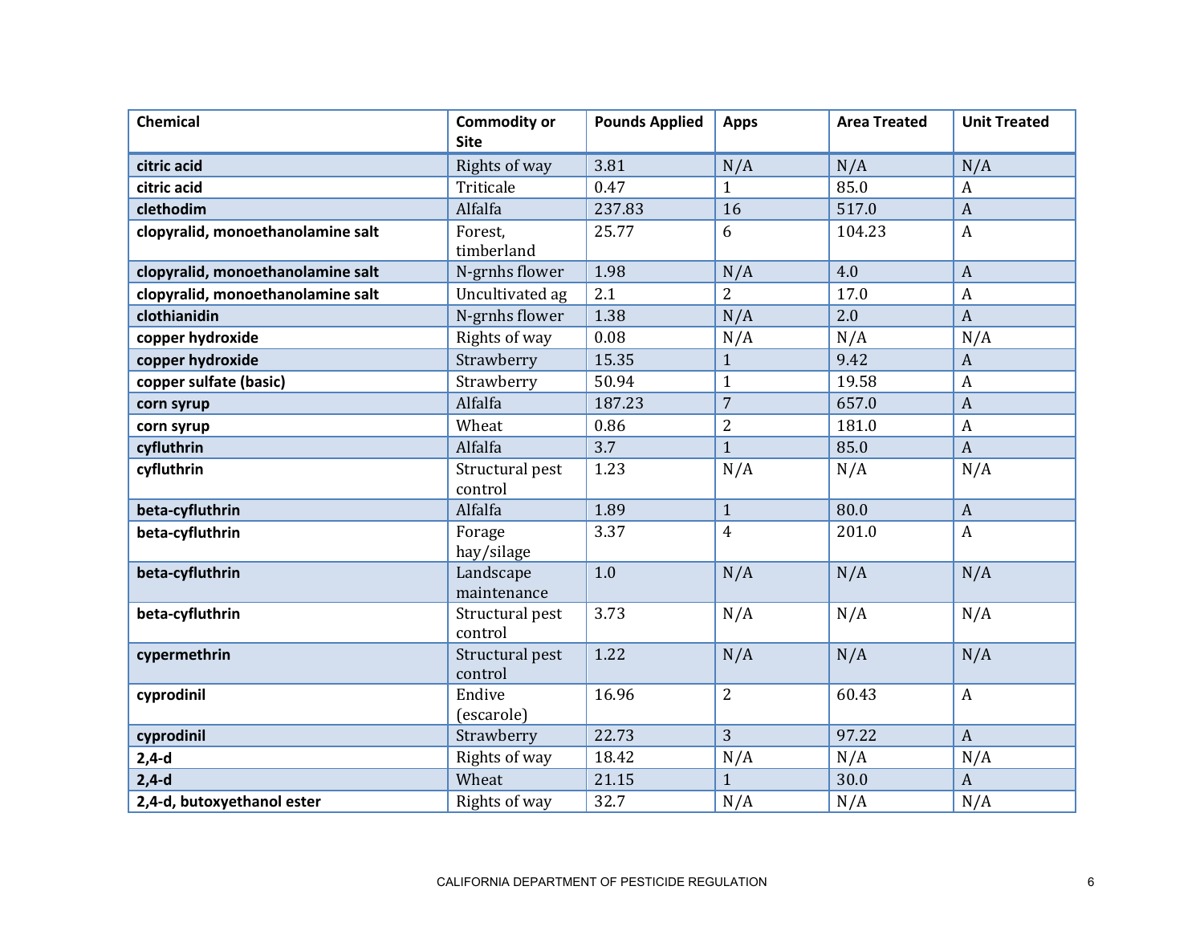| Chemical | Commodity or Site | Pounds Applied | Apps | Area Treated | Unit Treated |
|---|---|---|---|---|---|
| **citric acid** | Rights of way | 3.81 | N/A | N/A | N/A |
| **citric acid** | Triticale | 0.47 | 1 | 85.0 | A |
| **clethodim** | Alfalfa | 237.83 | 16 | 517.0 | A |
| **clopyralid, monoethanolamine salt** | Forest, timberland | 25.77 | 6 | 104.23 | A |
| **clopyralid, monoethanolamine salt** | N-grnhs flower | 1.98 | N/A | 4.0 | A |
| **clopyralid, monoethanolamine salt** | Uncultivated ag | 2.1 | 2 | 17.0 | A |
| **clothianidin** | N-grnhs flower | 1.38 | N/A | 2.0 | A |
| **copper hydroxide** | Rights of way | 0.08 | N/A | N/A | N/A |
| **copper hydroxide** | Strawberry | 15.35 | 1 | 9.42 | A |
| **copper sulfate (basic)** | Strawberry | 50.94 | 1 | 19.58 | A |
| **corn syrup** | Alfalfa | 187.23 | 7 | 657.0 | A |
| **corn syrup** | Wheat | 0.86 | 2 | 181.0 | A |
| **cyfluthrin** | Alfalfa | 3.7 | 1 | 85.0 | A |
| **cyfluthrin** | Structural pest control | 1.23 | N/A | N/A | N/A |
| **beta-cyfluthrin** | Alfalfa | 1.89 | 1 | 80.0 | A |
| **beta-cyfluthrin** | Forage hay/silage | 3.37 | 4 | 201.0 | A |
| **beta-cyfluthrin** | Landscape maintenance | 1.0 | N/A | N/A | N/A |
| **beta-cyfluthrin** | Structural pest control | 3.73 | N/A | N/A | N/A |
| **cypermethrin** | Structural pest control | 1.22 | N/A | N/A | N/A |
| **cyprodinil** | Endive (escarole) | 16.96 | 2 | 60.43 | A |
| **cyprodinil** | Strawberry | 22.73 | 3 | 97.22 | A |
| **2,4-d** | Rights of way | 18.42 | N/A | N/A | N/A |
| **2,4-d** | Wheat | 21.15 | 1 | 30.0 | A |
| **2,4-d, butoxyethanol ester** | Rights of way | 32.7 | N/A | N/A | N/A |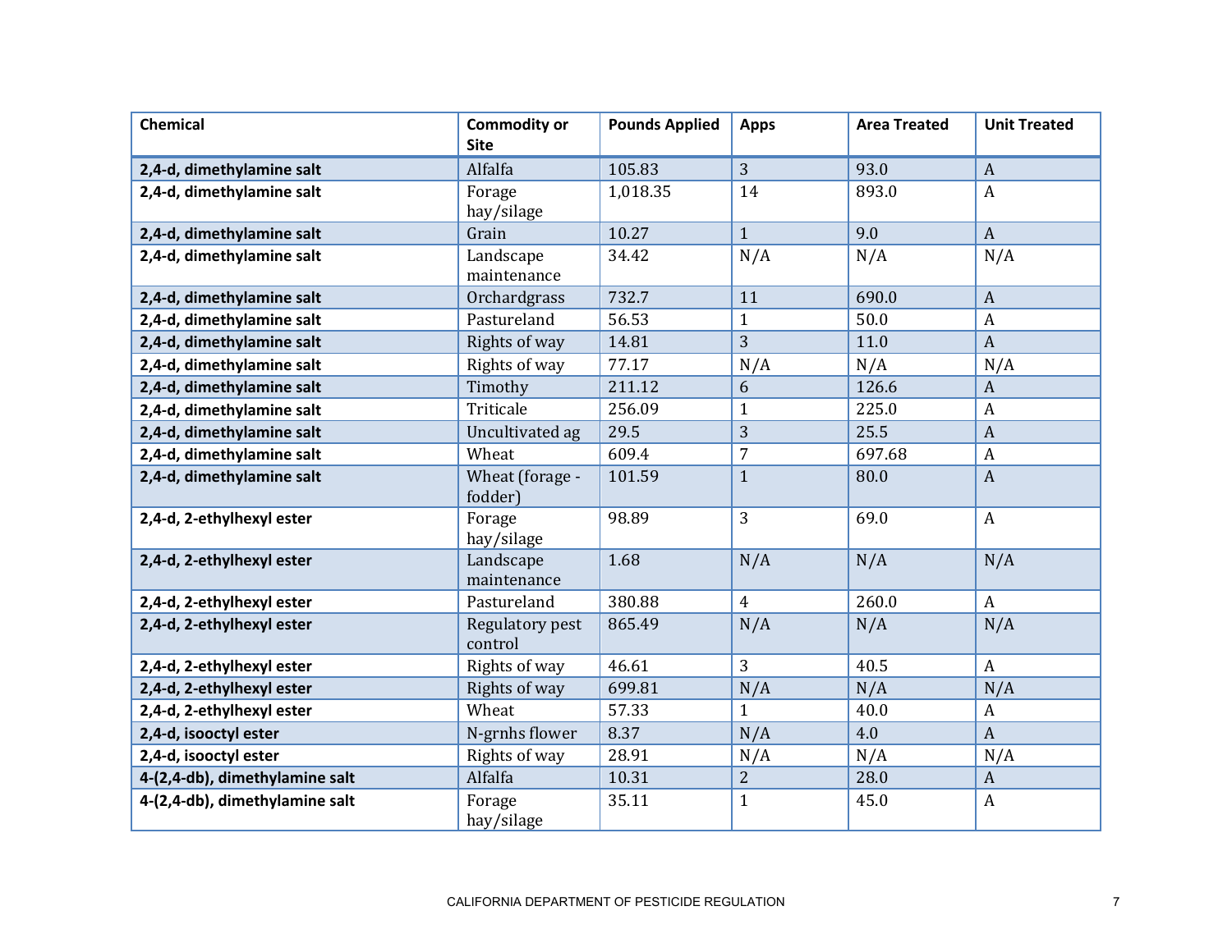| Chemical | Commodity or Site | Pounds Applied | Apps | Area Treated | Unit Treated |
|---|---|---|---|---|---|
| **2,4-d, dimethylamine salt** | Alfalfa | 105.83 | 3 | 93.0 | A |
| **2,4-d, dimethylamine salt** | Forage hay/silage | 1,018.35 | 14 | 893.0 | A |
| **2,4-d, dimethylamine salt** | Grain | 10.27 | 1 | 9.0 | A |
| **2,4-d, dimethylamine salt** | Landscape maintenance | 34.42 | N/A | N/A | N/A |
| **2,4-d, dimethylamine salt** | Orchardgrass | 732.7 | 11 | 690.0 | A |
| **2,4-d, dimethylamine salt** | Pastureland | 56.53 | 1 | 50.0 | A |
| **2,4-d, dimethylamine salt** | Rights of way | 14.81 | 3 | 11.0 | A |
| **2,4-d, dimethylamine salt** | Rights of way | 77.17 | N/A | N/A | N/A |
| **2,4-d, dimethylamine salt** | Timothy | 211.12 | 6 | 126.6 | A |
| **2,4-d, dimethylamine salt** | Triticale | 256.09 | 1 | 225.0 | A |
| **2,4-d, dimethylamine salt** | Uncultivated ag | 29.5 | 3 | 25.5 | A |
| **2,4-d, dimethylamine salt** | Wheat | 609.4 | 7 | 697.68 | A |
| **2,4-d, dimethylamine salt** | Wheat (forage - fodder) | 101.59 | 1 | 80.0 | A |
| **2,4-d, 2-ethylhexyl ester** | Forage hay/silage | 98.89 | 3 | 69.0 | A |
| **2,4-d, 2-ethylhexyl ester** | Landscape maintenance | 1.68 | N/A | N/A | N/A |
| **2,4-d, 2-ethylhexyl ester** | Pastureland | 380.88 | 4 | 260.0 | A |
| **2,4-d, 2-ethylhexyl ester** | Regulatory pest control | 865.49 | N/A | N/A | N/A |
| **2,4-d, 2-ethylhexyl ester** | Rights of way | 46.61 | 3 | 40.5 | A |
| **2,4-d, 2-ethylhexyl ester** | Rights of way | 699.81 | N/A | N/A | N/A |
| **2,4-d, 2-ethylhexyl ester** | Wheat | 57.33 | 1 | 40.0 | A |
| **2,4-d, isooctyl ester** | N-grnhs flower | 8.37 | N/A | 4.0 | A |
| **2,4-d, isooctyl ester** | Rights of way | 28.91 | N/A | N/A | N/A |
| **4-(2,4-db), dimethylamine salt** | Alfalfa | 10.31 | 2 | 28.0 | A |
| **4-(2,4-db), dimethylamine salt** | Forage hay/silage | 35.11 | 1 | 45.0 | A |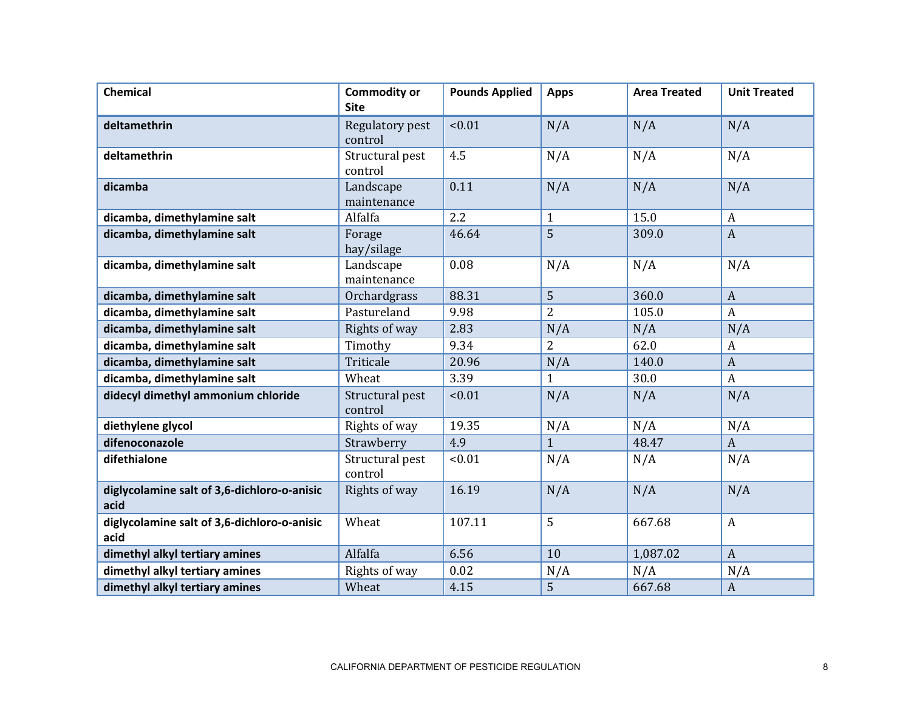| Chemical | Commodity or Site | Pounds Applied | Apps | Area Treated | Unit Treated |
|---|---|---|---|---|---|
| **deltamethrin** | Regulatory pest control | <0.01 | N/A | N/A | N/A |
| **deltamethrin** | Structural pest control | 4.5 | N/A | N/A | N/A |
| **dicamba** | Landscape maintenance | 0.11 | N/A | N/A | N/A |
| **dicamba, dimethylamine salt** | Alfalfa | 2.2 | 1 | 15.0 | A |
| **dicamba, dimethylamine salt** | Forage hay/silage | 46.64 | 5 | 309.0 | A |
| **dicamba, dimethylamine salt** | Landscape maintenance | 0.08 | N/A | N/A | N/A |
| **dicamba, dimethylamine salt** | Orchardgrass | 88.31 | 5 | 360.0 | A |
| **dicamba, dimethylamine salt** | Pastureland | 9.98 | 2 | 105.0 | A |
| **dicamba, dimethylamine salt** | Rights of way | 2.83 | N/A | N/A | N/A |
| **dicamba, dimethylamine salt** | Timothy | 9.34 | 2 | 62.0 | A |
| **dicamba, dimethylamine salt** | Triticale | 20.96 | N/A | 140.0 | A |
| **dicamba, dimethylamine salt** | Wheat | 3.39 | 1 | 30.0 | A |
| **didecyl dimethyl ammonium chloride** | Structural pest control | <0.01 | N/A | N/A | N/A |
| **diethylene glycol** | Rights of way | 19.35 | N/A | N/A | N/A |
| **difenoconazole** | Strawberry | 4.9 | 1 | 48.47 | A |
| **difethialone** | Structural pest control | <0.01 | N/A | N/A | N/A |
| **diglycolamine salt of 3,6-dichloro-o-anisic acid** | Rights of way | 16.19 | N/A | N/A | N/A |
| **diglycolamine salt of 3,6-dichloro-o-anisic acid** | Wheat | 107.11 | 5 | 667.68 | A |
| **dimethyl alkyl tertiary amines** | Alfalfa | 6.56 | 10 | 1,087.02 | A |
| **dimethyl alkyl tertiary amines** | Rights of way | 0.02 | N/A | N/A | N/A |
| **dimethyl alkyl tertiary amines** | Wheat | 4.15 | 5 | 667.68 | A |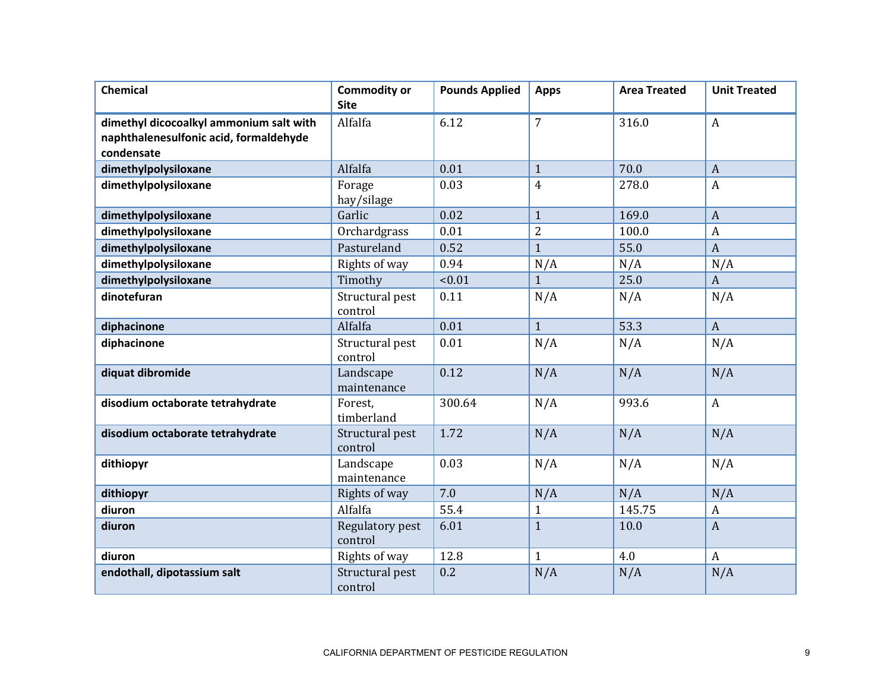| Chemical | Commodity or Site | Pounds Applied | Apps | Area Treated | Unit Treated |
|---|---|---|---|---|---|
| **dimethyl dicocoalkyl ammonium salt with naphthalenesulfonic acid, formaldehyde condensate** | Alfalfa | 6.12 | 7 | 316.0 | A |
| **dimethylpolysiloxane** | Alfalfa | 0.01 | 1 | 70.0 | A |
| **dimethylpolysiloxane** | Forage hay/silage | 0.03 | 4 | 278.0 | A |
| **dimethylpolysiloxane** | Garlic | 0.02 | 1 | 169.0 | A |
| **dimethylpolysiloxane** | Orchardgrass | 0.01 | 2 | 100.0 | A |
| **dimethylpolysiloxane** | Pastureland | 0.52 | 1 | 55.0 | A |
| **dimethylpolysiloxane** | Rights of way | 0.94 | N/A | N/A | N/A |
| **dimethylpolysiloxane** | Timothy | <0.01 | 1 | 25.0 | A |
| **dinotefuran** | Structural pest control | 0.11 | N/A | N/A | N/A |
| **diphacinone** | Alfalfa | 0.01 | 1 | 53.3 | A |
| **diphacinone** | Structural pest control | 0.01 | N/A | N/A | N/A |
| **diquat dibromide** | Landscape maintenance | 0.12 | N/A | N/A | N/A |
| **disodium octaborate tetrahydrate** | Forest, timberland | 300.64 | N/A | 993.6 | A |
| **disodium octaborate tetrahydrate** | Structural pest control | 1.72 | N/A | N/A | N/A |
| **dithiopyr** | Landscape maintenance | 0.03 | N/A | N/A | N/A |
| **dithiopyr** | Rights of way | 7.0 | N/A | N/A | N/A |
| **diuron** | Alfalfa | 55.4 | 1 | 145.75 | A |
| **diuron** | Regulatory pest control | 6.01 | 1 | 10.0 | A |
| **diuron** | Rights of way | 12.8 | 1 | 4.0 | A |
| **endothall, dipotassium salt** | Structural pest control | 0.2 | N/A | N/A | N/A |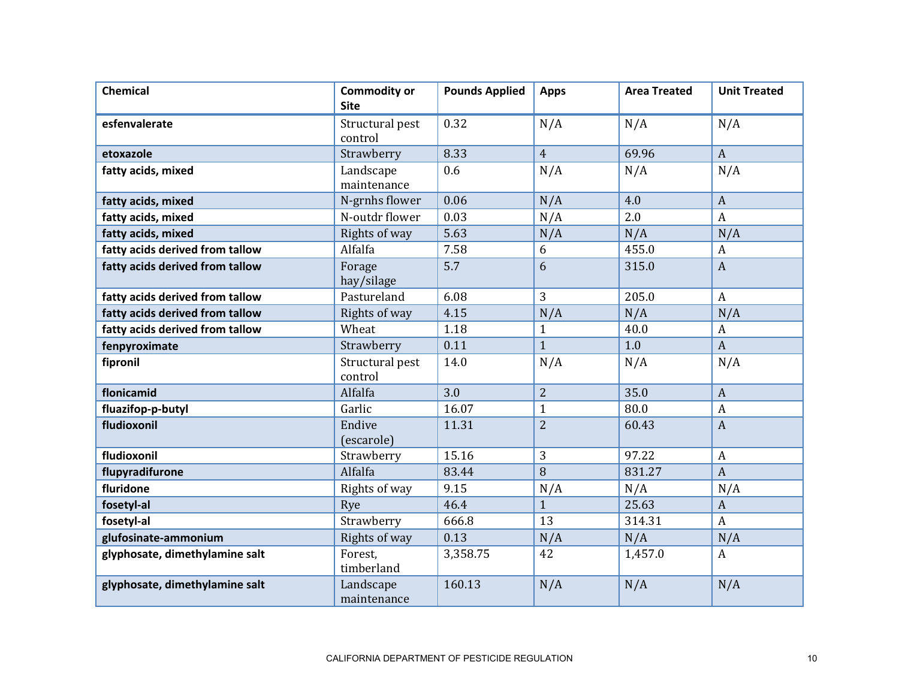| Chemical | Commodity or Site | Pounds Applied | Apps | Area Treated | Unit Treated |
|---|---|---|---|---|---|
| **esfenvalerate** | Structural pest control | 0.32 | N/A | N/A | N/A |
| **etoxazole** | Strawberry | 8.33 | 4 | 69.96 | A |
| **fatty acids, mixed** | Landscape maintenance | 0.6 | N/A | N/A | N/A |
| **fatty acids, mixed** | N-grnhs flower | 0.06 | N/A | 4.0 | A |
| **fatty acids, mixed** | N-outdr flower | 0.03 | N/A | 2.0 | A |
| **fatty acids, mixed** | Rights of way | 5.63 | N/A | N/A | N/A |
| **fatty acids derived from tallow** | Alfalfa | 7.58 | 6 | 455.0 | A |
| **fatty acids derived from tallow** | Forage hay/silage | 5.7 | 6 | 315.0 | A |
| **fatty acids derived from tallow** | Pastureland | 6.08 | 3 | 205.0 | A |
| **fatty acids derived from tallow** | Rights of way | 4.15 | N/A | N/A | N/A |
| **fatty acids derived from tallow** | Wheat | 1.18 | 1 | 40.0 | A |
| **fenpyroximate** | Strawberry | 0.11 | 1 | 1.0 | A |
| **fipronil** | Structural pest control | 14.0 | N/A | N/A | N/A |
| **flonicamid** | Alfalfa | 3.0 | 2 | 35.0 | A |
| **fluazifop-p-butyl** | Garlic | 16.07 | 1 | 80.0 | A |
| **fludioxonil** | Endive (escarole) | 11.31 | 2 | 60.43 | A |
| **fludioxonil** | Strawberry | 15.16 | 3 | 97.22 | A |
| **flupyradifurone** | Alfalfa | 83.44 | 8 | 831.27 | A |
| **fluridone** | Rights of way | 9.15 | N/A | N/A | N/A |
| **fosetyl-al** | Rye | 46.4 | 1 | 25.63 | A |
| **fosetyl-al** | Strawberry | 666.8 | 13 | 314.31 | A |
| **glufosinate-ammonium** | Rights of way | 0.13 | N/A | N/A | N/A |
| **glyphosate, dimethylamine salt** | Forest, timberland | 3,358.75 | 42 | 1,457.0 | A |
| **glyphosate, dimethylamine salt** | Landscape maintenance | 160.13 | N/A | N/A | N/A |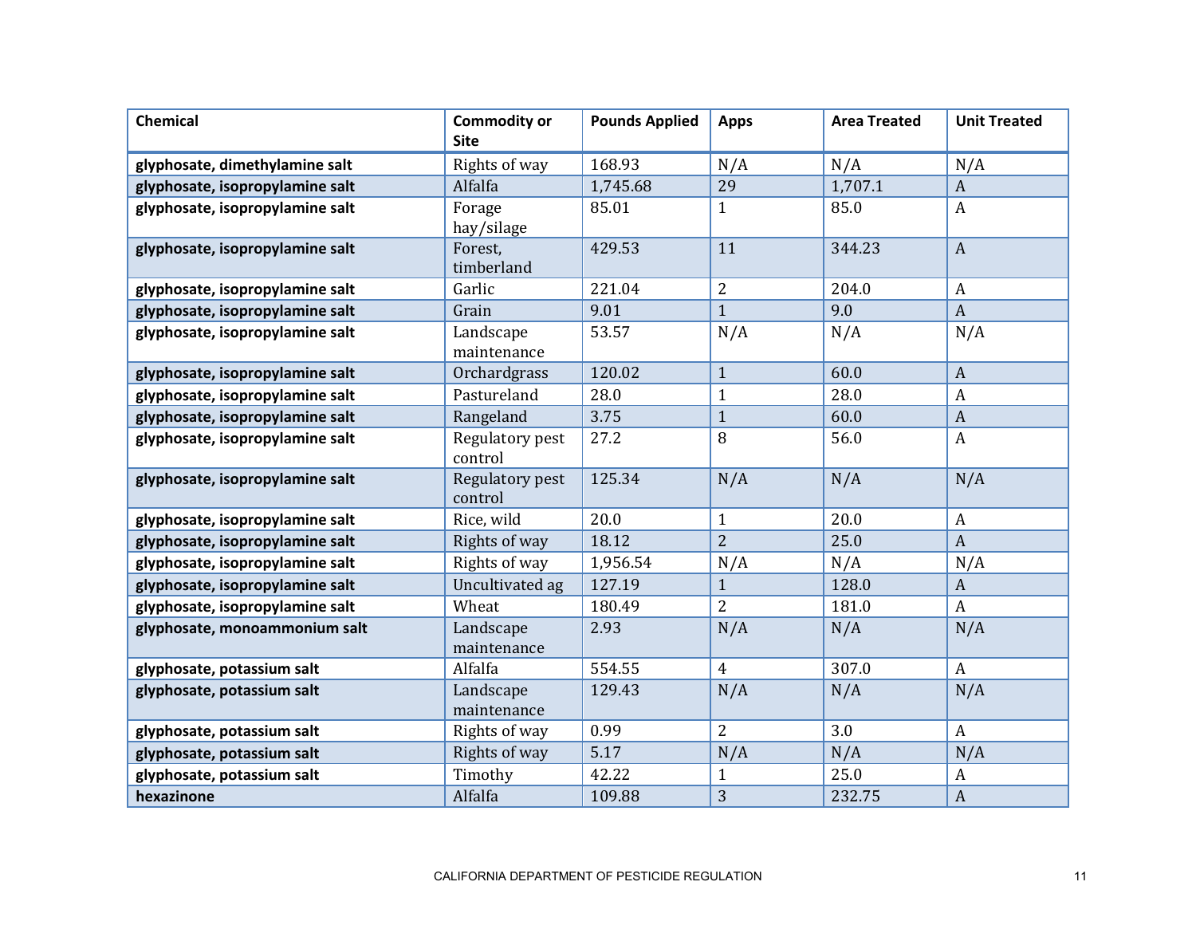| Chemical | Commodity or Site | Pounds Applied | Apps | Area Treated | Unit Treated |
|---|---|---|---|---|---|
| **glyphosate, dimethylamine salt** | Rights of way | 168.93 | N/A | N/A | N/A |
| **glyphosate, isopropylamine salt** | Alfalfa | 1,745.68 | 29 | 1,707.1 | A |
| **glyphosate, isopropylamine salt** | Forage hay/silage | 85.01 | 1 | 85.0 | A |
| **glyphosate, isopropylamine salt** | Forest, timberland | 429.53 | 11 | 344.23 | A |
| **glyphosate, isopropylamine salt** | Garlic | 221.04 | 2 | 204.0 | A |
| **glyphosate, isopropylamine salt** | Grain | 9.01 | 1 | 9.0 | A |
| **glyphosate, isopropylamine salt** | Landscape maintenance | 53.57 | N/A | N/A | N/A |
| **glyphosate, isopropylamine salt** | Orchardgrass | 120.02 | 1 | 60.0 | A |
| **glyphosate, isopropylamine salt** | Pastureland | 28.0 | 1 | 28.0 | A |
| **glyphosate, isopropylamine salt** | Rangeland | 3.75 | 1 | 60.0 | A |
| **glyphosate, isopropylamine salt** | Regulatory pest control | 27.2 | 8 | 56.0 | A |
| **glyphosate, isopropylamine salt** | Regulatory pest control | 125.34 | N/A | N/A | N/A |
| **glyphosate, isopropylamine salt** | Rice, wild | 20.0 | 1 | 20.0 | A |
| **glyphosate, isopropylamine salt** | Rights of way | 18.12 | 2 | 25.0 | A |
| **glyphosate, isopropylamine salt** | Rights of way | 1,956.54 | N/A | N/A | N/A |
| **glyphosate, isopropylamine salt** | Uncultivated ag | 127.19 | 1 | 128.0 | A |
| **glyphosate, isopropylamine salt** | Wheat | 180.49 | 2 | 181.0 | A |
| **glyphosate, monoammonium salt** | Landscape maintenance | 2.93 | N/A | N/A | N/A |
| **glyphosate, potassium salt** | Alfalfa | 554.55 | 4 | 307.0 | A |
| **glyphosate, potassium salt** | Landscape maintenance | 129.43 | N/A | N/A | N/A |
| **glyphosate, potassium salt** | Rights of way | 0.99 | 2 | 3.0 | A |
| **glyphosate, potassium salt** | Rights of way | 5.17 | N/A | N/A | N/A |
| **glyphosate, potassium salt** | Timothy | 42.22 | 1 | 25.0 | A |
| **hexazinone** | Alfalfa | 109.88 | 3 | 232.75 | A |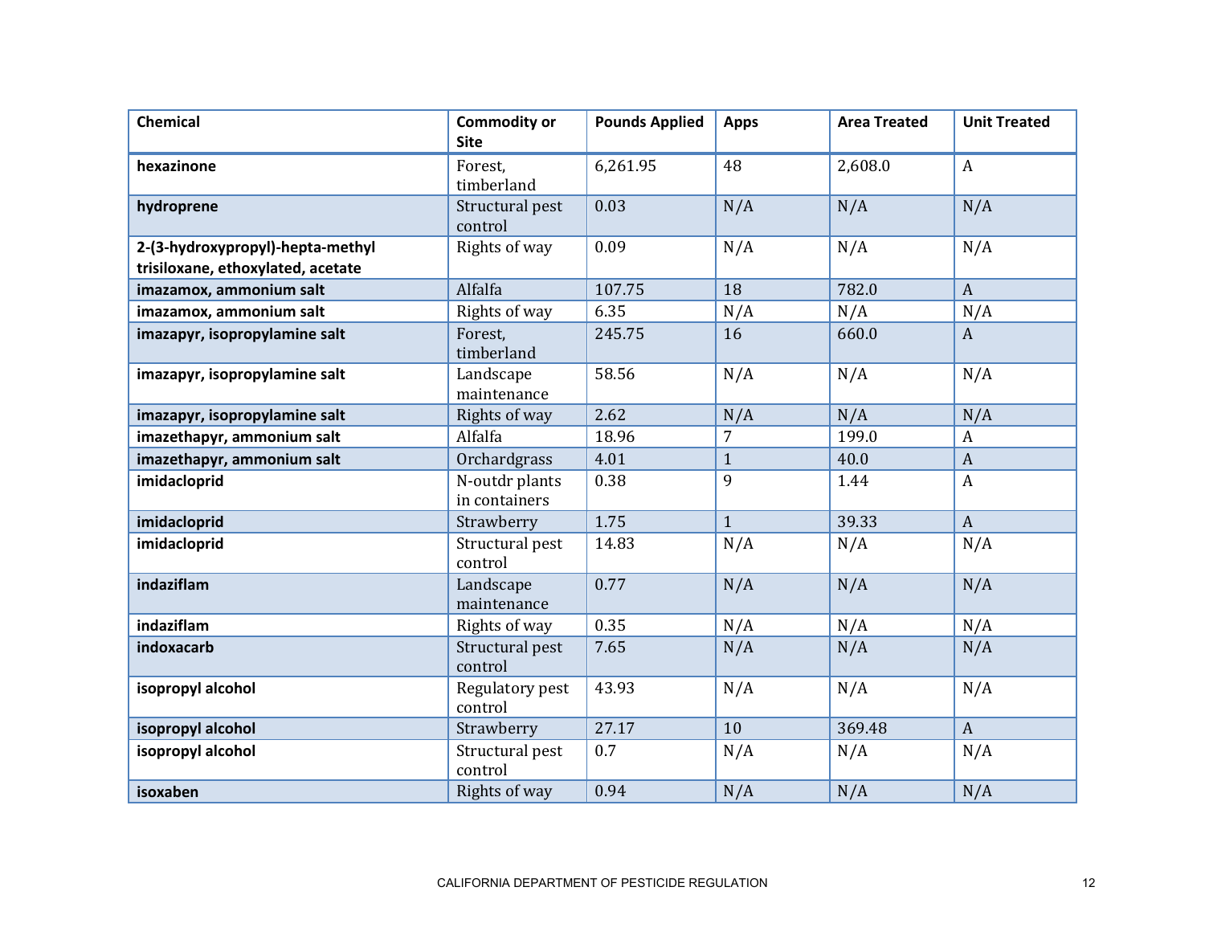| Chemical | Commodity or Site | Pounds Applied | Apps | Area Treated | Unit Treated |
|---|---|---|---|---|---|
| **hexazinone** | Forest, timberland | 6,261.95 | 48 | 2,608.0 | A |
| **hydroprene** | Structural pest control | 0.03 | N/A | N/A | N/A |
| **2-(3-hydroxypropyl)-hepta-methyl trisiloxane, ethoxylated, acetate** | Rights of way | 0.09 | N/A | N/A | N/A |
| **imazamox, ammonium salt** | Alfalfa | 107.75 | 18 | 782.0 | A |
| **imazamox, ammonium salt** | Rights of way | 6.35 | N/A | N/A | N/A |
| **imazapyr, isopropylamine salt** | Forest, timberland | 245.75 | 16 | 660.0 | A |
| **imazapyr, isopropylamine salt** | Landscape maintenance | 58.56 | N/A | N/A | N/A |
| **imazapyr, isopropylamine salt** | Rights of way | 2.62 | N/A | N/A | N/A |
| **imazethapyr, ammonium salt** | Alfalfa | 18.96 | 7 | 199.0 | A |
| **imazethapyr, ammonium salt** | Orchardgrass | 4.01 | 1 | 40.0 | A |
| **imidacloprid** | N-outdr plants in containers | 0.38 | 9 | 1.44 | A |
| **imidacloprid** | Strawberry | 1.75 | 1 | 39.33 | A |
| **imidacloprid** | Structural pest control | 14.83 | N/A | N/A | N/A |
| **indaziflam** | Landscape maintenance | 0.77 | N/A | N/A | N/A |
| **indaziflam** | Rights of way | 0.35 | N/A | N/A | N/A |
| **indoxacarb** | Structural pest control | 7.65 | N/A | N/A | N/A |
| **isopropyl alcohol** | Regulatory pest control | 43.93 | N/A | N/A | N/A |
| **isopropyl alcohol** | Strawberry | 27.17 | 10 | 369.48 | A |
| **isopropyl alcohol** | Structural pest control | 0.7 | N/A | N/A | N/A |
| **isoxaben** | Rights of way | 0.94 | N/A | N/A | N/A |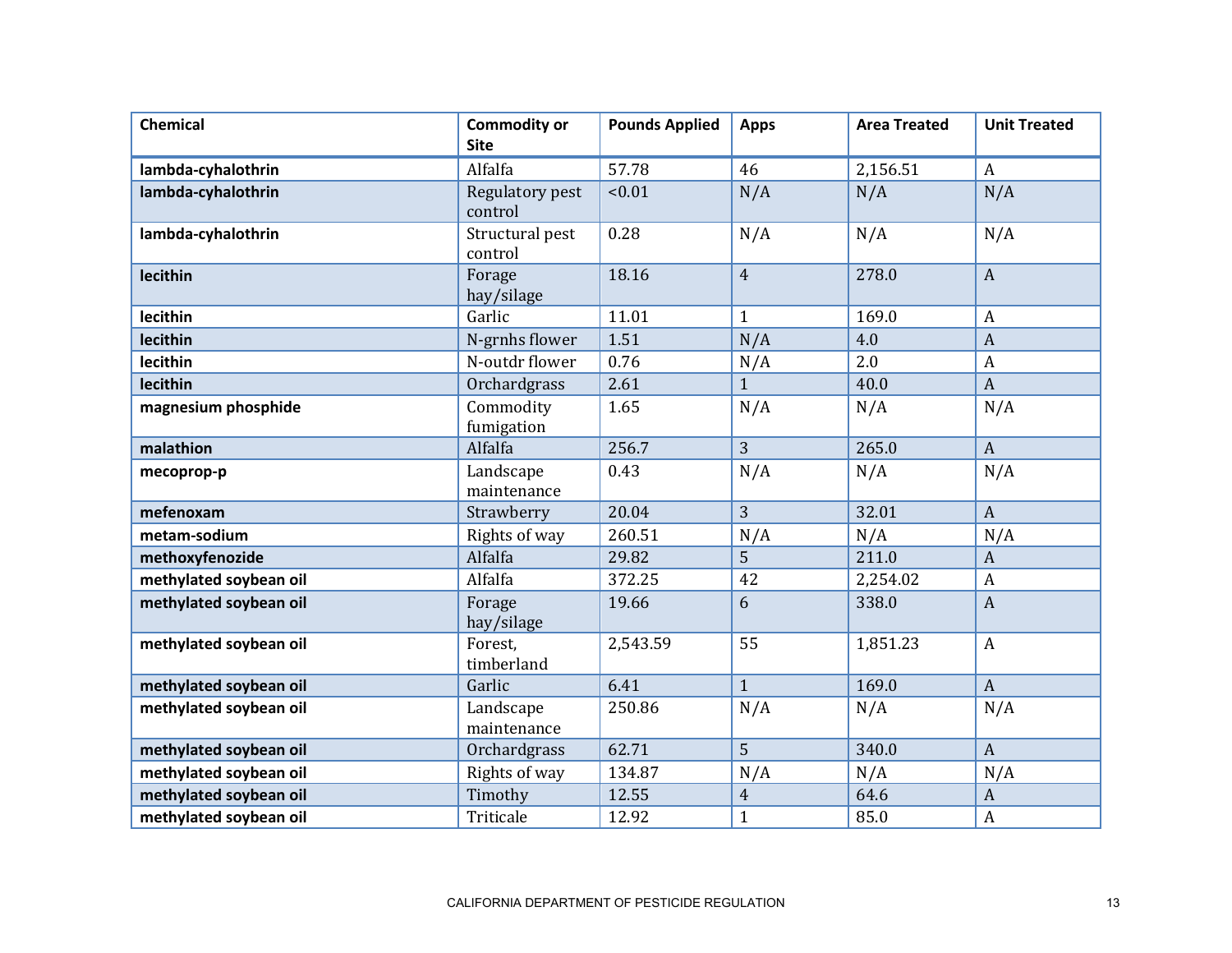| Chemical | Commodity or Site | Pounds Applied | Apps | Area Treated | Unit Treated |
|---|---|---|---|---|---|
| **lambda-cyhalothrin** | Alfalfa | 57.78 | 46 | 2,156.51 | A |
| **lambda-cyhalothrin** | Regulatory pest control | <0.01 | N/A | N/A | N/A |
| **lambda-cyhalothrin** | Structural pest control | 0.28 | N/A | N/A | N/A |
| **lecithin** | Forage hay/silage | 18.16 | 4 | 278.0 | A |
| **lecithin** | Garlic | 11.01 | 1 | 169.0 | A |
| **lecithin** | N-grnhs flower | 1.51 | N/A | 4.0 | A |
| **lecithin** | N-outdr flower | 0.76 | N/A | 2.0 | A |
| **lecithin** | Orchardgrass | 2.61 | 1 | 40.0 | A |
| **magnesium phosphide** | Commodity fumigation | 1.65 | N/A | N/A | N/A |
| **malathion** | Alfalfa | 256.7 | 3 | 265.0 | A |
| **mecoprop-p** | Landscape maintenance | 0.43 | N/A | N/A | N/A |
| **mefenoxam** | Strawberry | 20.04 | 3 | 32.01 | A |
| **metam-sodium** | Rights of way | 260.51 | N/A | N/A | N/A |
| **methoxyfenozide** | Alfalfa | 29.82 | 5 | 211.0 | A |
| **methylated soybean oil** | Alfalfa | 372.25 | 42 | 2,254.02 | A |
| **methylated soybean oil** | Forage hay/silage | 19.66 | 6 | 338.0 | A |
| **methylated soybean oil** | Forest, timberland | 2,543.59 | 55 | 1,851.23 | A |
| **methylated soybean oil** | Garlic | 6.41 | 1 | 169.0 | A |
| **methylated soybean oil** | Landscape maintenance | 250.86 | N/A | N/A | N/A |
| **methylated soybean oil** | Orchardgrass | 62.71 | 5 | 340.0 | A |
| **methylated soybean oil** | Rights of way | 134.87 | N/A | N/A | N/A |
| **methylated soybean oil** | Timothy | 12.55 | 4 | 64.6 | A |
| **methylated soybean oil** | Triticale | 12.92 | 1 | 85.0 | A |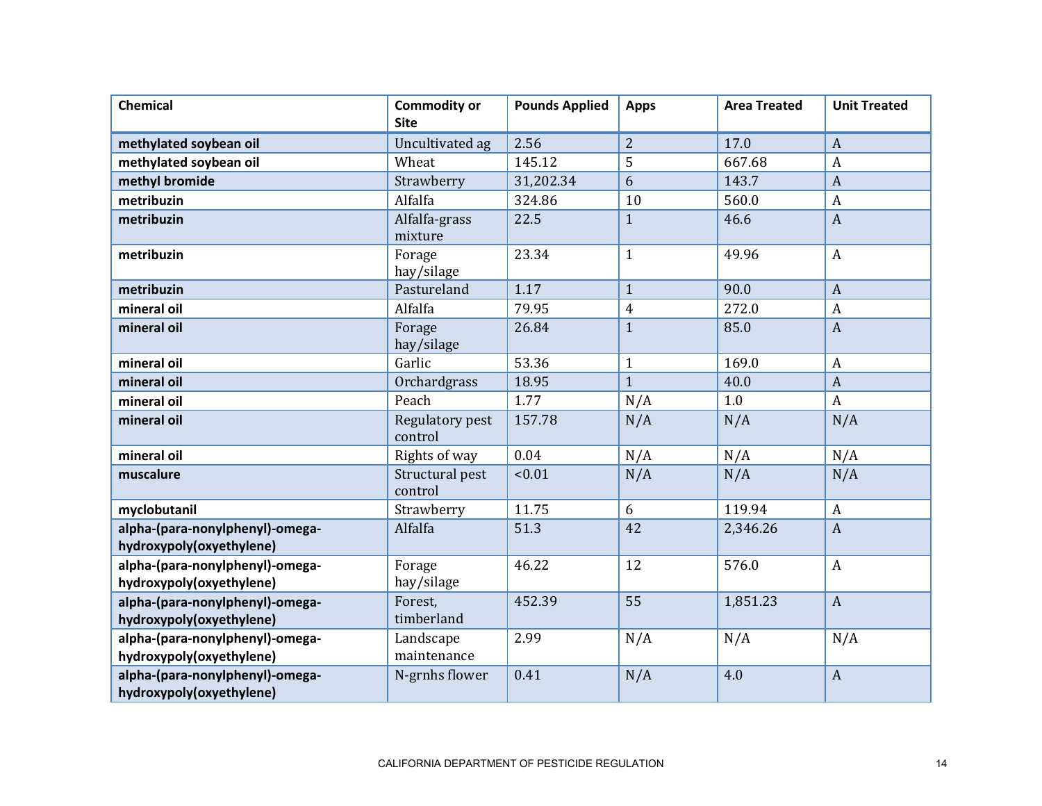| Chemical | Commodity or Site | Pounds Applied | Apps | Area Treated | Unit Treated |
|---|---|---|---|---|---|
| **methylated soybean oil** | Uncultivated ag | 2.56 | 2 | 17.0 | A |
| **methylated soybean oil** | Wheat | 145.12 | 5 | 667.68 | A |
| **methyl bromide** | Strawberry | 31,202.34 | 6 | 143.7 | A |
| **metribuzin** | Alfalfa | 324.86 | 10 | 560.0 | A |
| **metribuzin** | Alfalfa-grass mixture | 22.5 | 1 | 46.6 | A |
| **metribuzin** | Forage hay/silage | 23.34 | 1 | 49.96 | A |
| **metribuzin** | Pastureland | 1.17 | 1 | 90.0 | A |
| **mineral oil** | Alfalfa | 79.95 | 4 | 272.0 | A |
| **mineral oil** | Forage hay/silage | 26.84 | 1 | 85.0 | A |
| **mineral oil** | Garlic | 53.36 | 1 | 169.0 | A |
| **mineral oil** | Orchardgrass | 18.95 | 1 | 40.0 | A |
| **mineral oil** | Peach | 1.77 | N/A | 1.0 | A |
| **mineral oil** | Regulatory pest control | 157.78 | N/A | N/A | N/A |
| **mineral oil** | Rights of way | 0.04 | N/A | N/A | N/A |
| **muscalure** | Structural pest control | <0.01 | N/A | N/A | N/A |
| **myclobutanil** | Strawberry | 11.75 | 6 | 119.94 | A |
| **alpha-(para-nonylphenyl)-omega-hydroxypoly(oxyethylene)** | Alfalfa | 51.3 | 42 | 2,346.26 | A |
| **alpha-(para-nonylphenyl)-omega-hydroxypoly(oxyethylene)** | Forage hay/silage | 46.22 | 12 | 576.0 | A |
| **alpha-(para-nonylphenyl)-omega-hydroxypoly(oxyethylene)** | Forest, timberland | 452.39 | 55 | 1,851.23 | A |
| **alpha-(para-nonylphenyl)-omega-hydroxypoly(oxyethylene)** | Landscape maintenance | 2.99 | N/A | N/A | N/A |
| **alpha-(para-nonylphenyl)-omega-hydroxypoly(oxyethylene)** | N-grnhs flower | 0.41 | N/A | 4.0 | A |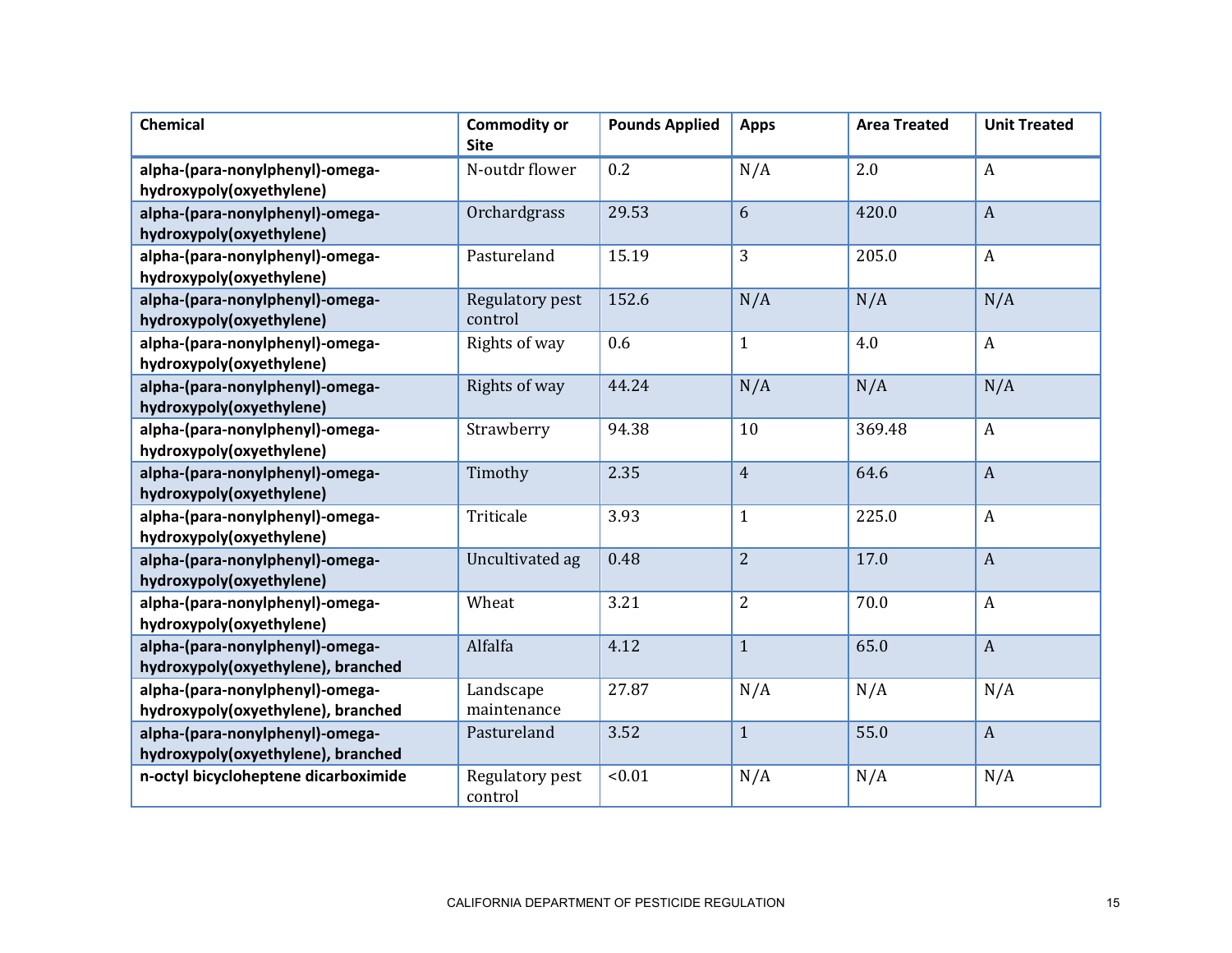| Chemical | Commodity or Site | Pounds Applied | Apps | Area Treated | Unit Treated |
|---|---|---|---|---|---|
| **alpha-(para-nonylphenyl)-omega-hydroxypoly(oxyethylene)** | N-outdr flower | 0.2 | N/A | 2.0 | A |
| **alpha-(para-nonylphenyl)-omega-hydroxypoly(oxyethylene)** | Orchardgrass | 29.53 | 6 | 420.0 | A |
| **alpha-(para-nonylphenyl)-omega-hydroxypoly(oxyethylene)** | Pastureland | 15.19 | 3 | 205.0 | A |
| **alpha-(para-nonylphenyl)-omega-hydroxypoly(oxyethylene)** | Regulatory pest control | 152.6 | N/A | N/A | N/A |
| **alpha-(para-nonylphenyl)-omega-hydroxypoly(oxyethylene)** | Rights of way | 0.6 | 1 | 4.0 | A |
| **alpha-(para-nonylphenyl)-omega-hydroxypoly(oxyethylene)** | Rights of way | 44.24 | N/A | N/A | N/A |
| **alpha-(para-nonylphenyl)-omega-hydroxypoly(oxyethylene)** | Strawberry | 94.38 | 10 | 369.48 | A |
| **alpha-(para-nonylphenyl)-omega-hydroxypoly(oxyethylene)** | Timothy | 2.35 | 4 | 64.6 | A |
| **alpha-(para-nonylphenyl)-omega-hydroxypoly(oxyethylene)** | Triticale | 3.93 | 1 | 225.0 | A |
| **alpha-(para-nonylphenyl)-omega-hydroxypoly(oxyethylene)** | Uncultivated ag | 0.48 | 2 | 17.0 | A |
| **alpha-(para-nonylphenyl)-omega-hydroxypoly(oxyethylene)** | Wheat | 3.21 | 2 | 70.0 | A |
| **alpha-(para-nonylphenyl)-omega-hydroxypoly(oxyethylene), branched** | Alfalfa | 4.12 | 1 | 65.0 | A |
| **alpha-(para-nonylphenyl)-omega-hydroxypoly(oxyethylene), branched** | Landscape maintenance | 27.87 | N/A | N/A | N/A |
| **alpha-(para-nonylphenyl)-omega-hydroxypoly(oxyethylene), branched** | Pastureland | 3.52 | 1 | 55.0 | A |
| **n-octyl bicycloheptene dicarboximide** | Regulatory pest control | <0.01 | N/A | N/A | N/A |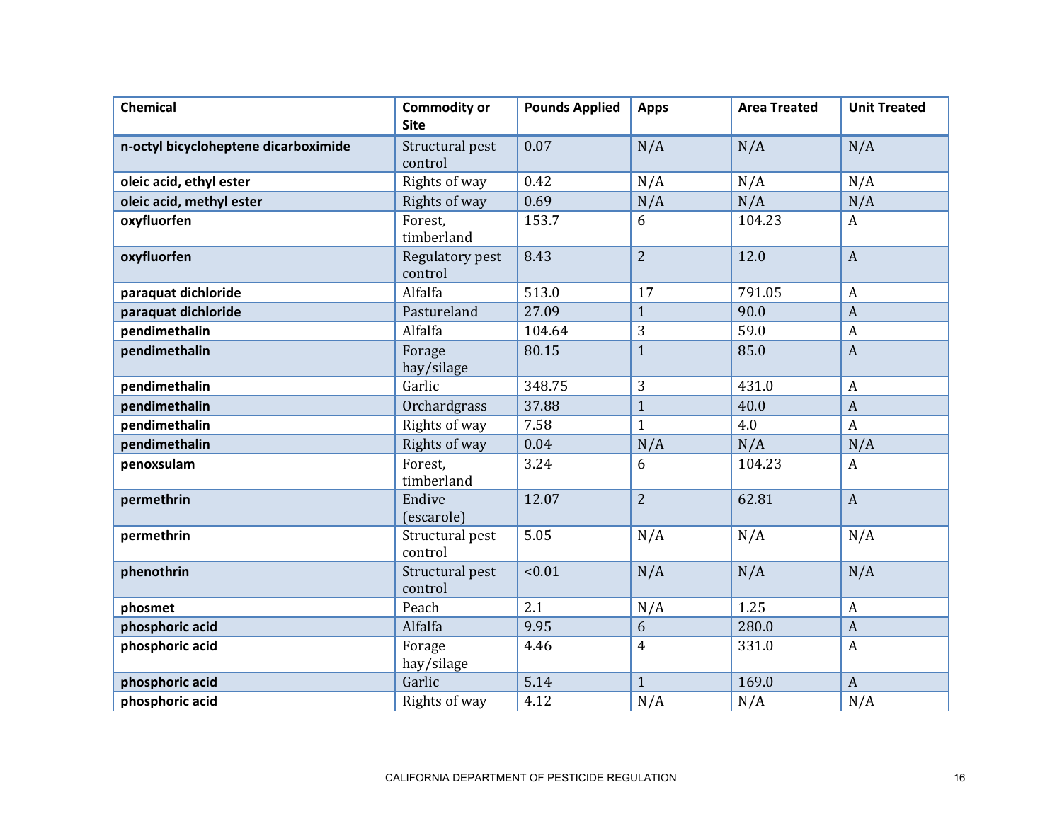| Chemical | Commodity or Site | Pounds Applied | Apps | Area Treated | Unit Treated |
|---|---|---|---|---|---|
| **n-octyl bicycloheptene dicarboximide** | Structural pest control | 0.07 | N/A | N/A | N/A |
| **oleic acid, ethyl ester** | Rights of way | 0.42 | N/A | N/A | N/A |
| **oleic acid, methyl ester** | Rights of way | 0.69 | N/A | N/A | N/A |
| **oxyfluorfen** | Forest, timberland | 153.7 | 6 | 104.23 | A |
| **oxyfluorfen** | Regulatory pest control | 8.43 | 2 | 12.0 | A |
| **paraquat dichloride** | Alfalfa | 513.0 | 17 | 791.05 | A |
| **paraquat dichloride** | Pastureland | 27.09 | 1 | 90.0 | A |
| **pendimethalin** | Alfalfa | 104.64 | 3 | 59.0 | A |
| **pendimethalin** | Forage hay/silage | 80.15 | 1 | 85.0 | A |
| **pendimethalin** | Garlic | 348.75 | 3 | 431.0 | A |
| **pendimethalin** | Orchardgrass | 37.88 | 1 | 40.0 | A |
| **pendimethalin** | Rights of way | 7.58 | 1 | 4.0 | A |
| **pendimethalin** | Rights of way | 0.04 | N/A | N/A | N/A |
| **penoxsulam** | Forest, timberland | 3.24 | 6 | 104.23 | A |
| **permethrin** | Endive (escarole) | 12.07 | 2 | 62.81 | A |
| **permethrin** | Structural pest control | 5.05 | N/A | N/A | N/A |
| **phenothrin** | Structural pest control | <0.01 | N/A | N/A | N/A |
| **phosmet** | Peach | 2.1 | N/A | 1.25 | A |
| **phosphoric acid** | Alfalfa | 9.95 | 6 | 280.0 | A |
| **phosphoric acid** | Forage hay/silage | 4.46 | 4 | 331.0 | A |
| **phosphoric acid** | Garlic | 5.14 | 1 | 169.0 | A |
| **phosphoric acid** | Rights of way | 4.12 | N/A | N/A | N/A |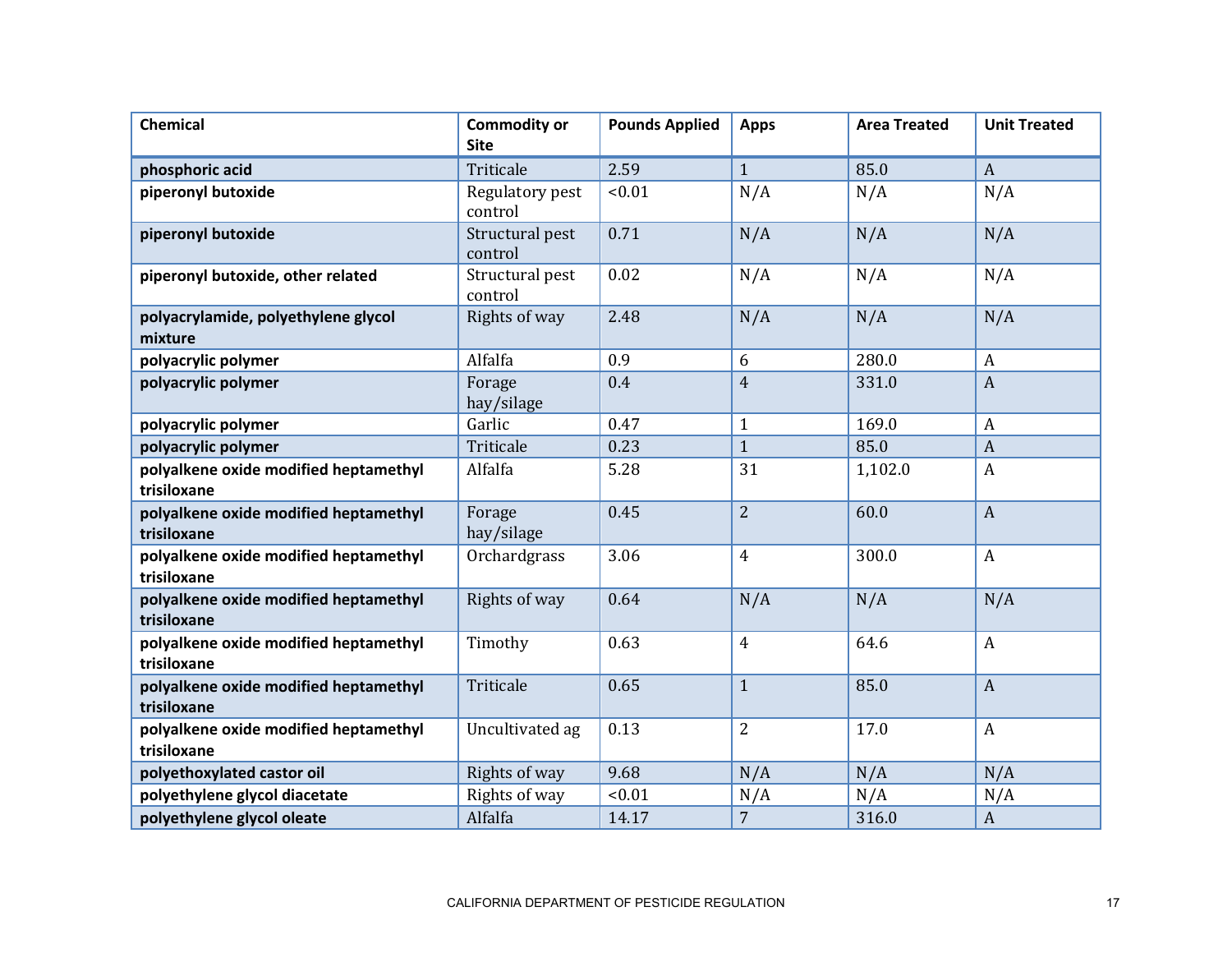| Chemical | Commodity or Site | Pounds Applied | Apps | Area Treated | Unit Treated |
|---|---|---|---|---|---|
| **phosphoric acid** | Triticale | 2.59 | 1 | 85.0 | A |
| **piperonyl butoxide** | Regulatory pest control | <0.01 | N/A | N/A | N/A |
| **piperonyl butoxide** | Structural pest control | 0.71 | N/A | N/A | N/A |
| **piperonyl butoxide, other related** | Structural pest control | 0.02 | N/A | N/A | N/A |
| **polyacrylamide, polyethylene glycol mixture** | Rights of way | 2.48 | N/A | N/A | N/A |
| **polyacrylic polymer** | Alfalfa | 0.9 | 6 | 280.0 | A |
| **polyacrylic polymer** | Forage hay/silage | 0.4 | 4 | 331.0 | A |
| **polyacrylic polymer** | Garlic | 0.47 | 1 | 169.0 | A |
| **polyacrylic polymer** | Triticale | 0.23 | 1 | 85.0 | A |
| **polyalkene oxide modified heptamethyl trisiloxane** | Alfalfa | 5.28 | 31 | 1,102.0 | A |
| **polyalkene oxide modified heptamethyl trisiloxane** | Forage hay/silage | 0.45 | 2 | 60.0 | A |
| **polyalkene oxide modified heptamethyl trisiloxane** | Orchardgrass | 3.06 | 4 | 300.0 | A |
| **polyalkene oxide modified heptamethyl trisiloxane** | Rights of way | 0.64 | N/A | N/A | N/A |
| **polyalkene oxide modified heptamethyl trisiloxane** | Timothy | 0.63 | 4 | 64.6 | A |
| **polyalkene oxide modified heptamethyl trisiloxane** | Triticale | 0.65 | 1 | 85.0 | A |
| **polyalkene oxide modified heptamethyl trisiloxane** | Uncultivated ag | 0.13 | 2 | 17.0 | A |
| **polyethoxylated castor oil** | Rights of way | 9.68 | N/A | N/A | N/A |
| **polyethylene glycol diacetate** | Rights of way | <0.01 | N/A | N/A | N/A |
| **polyethylene glycol oleate** | Alfalfa | 14.17 | 7 | 316.0 | A |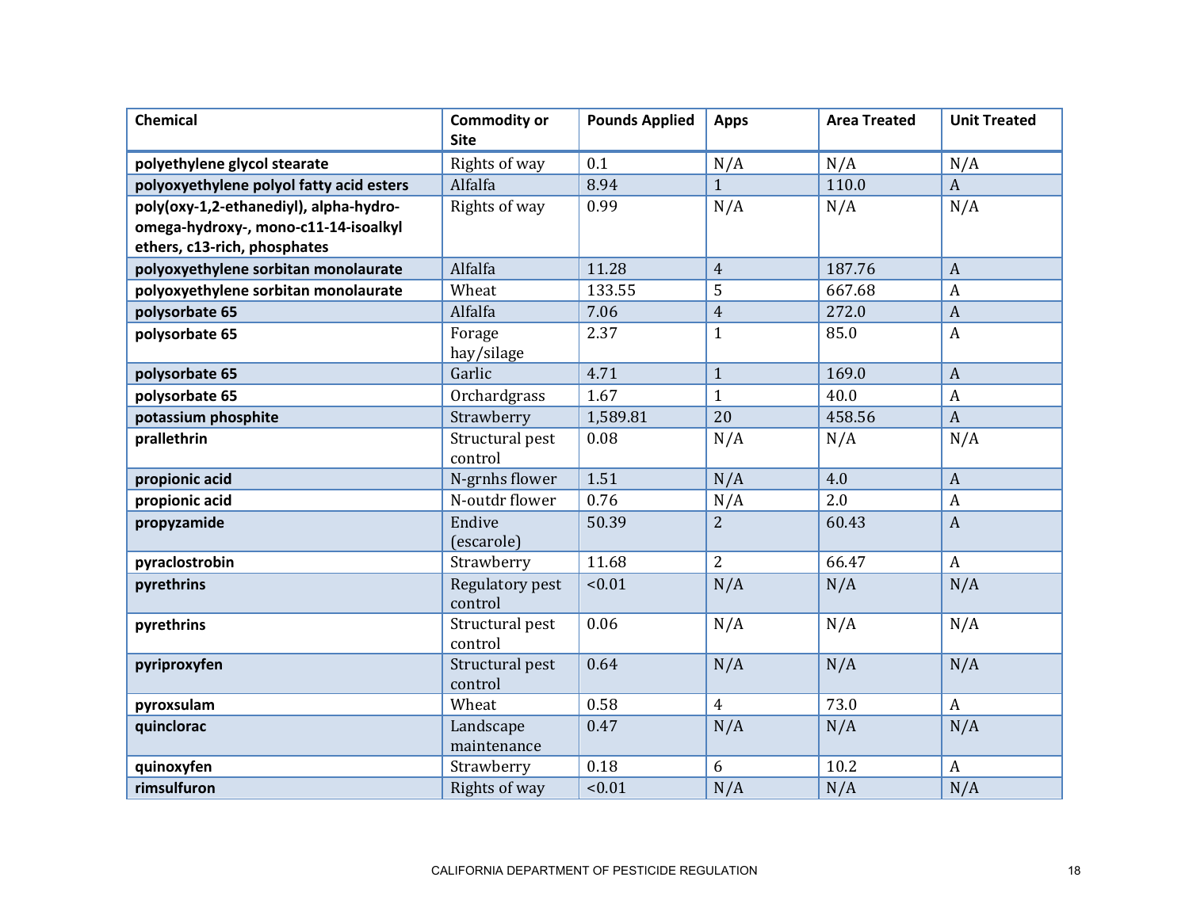| Chemical | Commodity or Site | Pounds Applied | Apps | Area Treated | Unit Treated |
|---|---|---|---|---|---|
| **polyethylene glycol stearate** | Rights of way | 0.1 | N/A | N/A | N/A |
| **polyoxyethylene polyol fatty acid esters** | Alfalfa | 8.94 | 1 | 110.0 | A |
| **poly(oxy-1,2-ethanediyl), alpha-hydro-omega-hydroxy-, mono-c11-14-isoalkyl ethers, c13-rich, phosphates** | Rights of way | 0.99 | N/A | N/A | N/A |
| **polyoxyethylene sorbitan monolaurate** | Alfalfa | 11.28 | 4 | 187.76 | A |
| **polyoxyethylene sorbitan monolaurate** | Wheat | 133.55 | 5 | 667.68 | A |
| **polysorbate 65** | Alfalfa | 7.06 | 4 | 272.0 | A |
| **polysorbate 65** | Forage hay/silage | 2.37 | 1 | 85.0 | A |
| **polysorbate 65** | Garlic | 4.71 | 1 | 169.0 | A |
| **polysorbate 65** | Orchardgrass | 1.67 | 1 | 40.0 | A |
| **potassium phosphite** | Strawberry | 1,589.81 | 20 | 458.56 | A |
| **prallethrin** | Structural pest control | 0.08 | N/A | N/A | N/A |
| **propionic acid** | N-grnhs flower | 1.51 | N/A | 4.0 | A |
| **propionic acid** | N-outdr flower | 0.76 | N/A | 2.0 | A |
| **propyzamide** | Endive (escarole) | 50.39 | 2 | 60.43 | A |
| **pyraclostrobin** | Strawberry | 11.68 | 2 | 66.47 | A |
| **pyrethrins** | Regulatory pest control | <0.01 | N/A | N/A | N/A |
| **pyrethrins** | Structural pest control | 0.06 | N/A | N/A | N/A |
| **pyriproxyfen** | Structural pest control | 0.64 | N/A | N/A | N/A |
| **pyroxsulam** | Wheat | 0.58 | 4 | 73.0 | A |
| **quinclorac** | Landscape maintenance | 0.47 | N/A | N/A | N/A |
| **quinoxyfen** | Strawberry | 0.18 | 6 | 10.2 | A |
| **rimsulfuron** | Rights of way | <0.01 | N/A | N/A | N/A |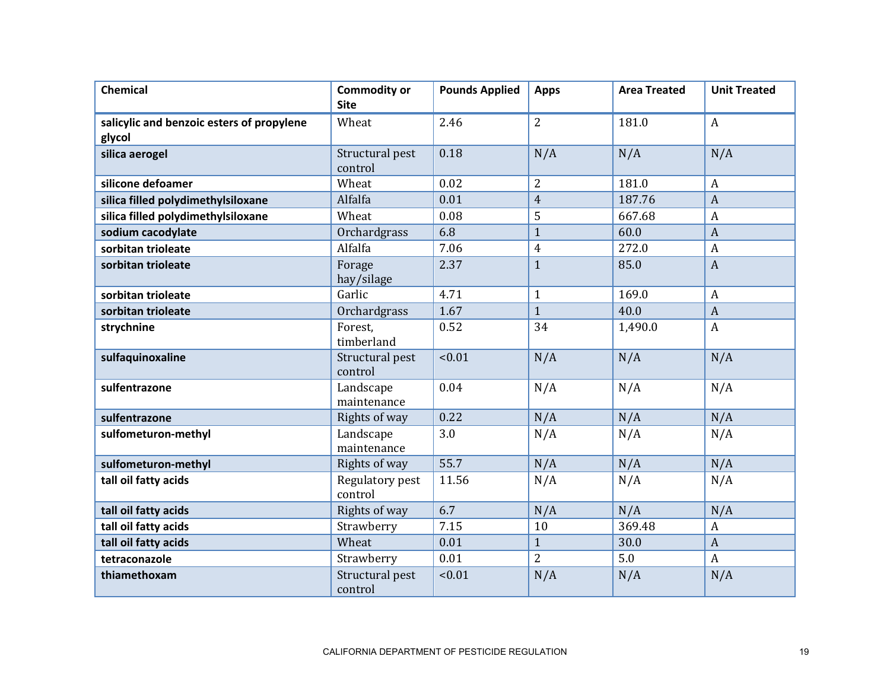| Chemical | Commodity or Site | Pounds Applied | Apps | Area Treated | Unit Treated |
|---|---|---|---|---|---|
| **salicylic and benzoic esters of propylene glycol** | Wheat | 2.46 | 2 | 181.0 | A |
| **silica aerogel** | Structural pest control | 0.18 | N/A | N/A | N/A |
| **silicone defoamer** | Wheat | 0.02 | 2 | 181.0 | A |
| **silica filled polydimethylsiloxane** | Alfalfa | 0.01 | 4 | 187.76 | A |
| **silica filled polydimethylsiloxane** | Wheat | 0.08 | 5 | 667.68 | A |
| **sodium cacodylate** | Orchardgrass | 6.8 | 1 | 60.0 | A |
| **sorbitan trioleate** | Alfalfa | 7.06 | 4 | 272.0 | A |
| **sorbitan trioleate** | Forage hay/silage | 2.37 | 1 | 85.0 | A |
| **sorbitan trioleate** | Garlic | 4.71 | 1 | 169.0 | A |
| **sorbitan trioleate** | Orchardgrass | 1.67 | 1 | 40.0 | A |
| **strychnine** | Forest, timberland | 0.52 | 34 | 1,490.0 | A |
| **sulfaquinoxaline** | Structural pest control | <0.01 | N/A | N/A | N/A |
| **sulfentrazone** | Landscape maintenance | 0.04 | N/A | N/A | N/A |
| **sulfentrazone** | Rights of way | 0.22 | N/A | N/A | N/A |
| **sulfometuron-methyl** | Landscape maintenance | 3.0 | N/A | N/A | N/A |
| **sulfometuron-methyl** | Rights of way | 55.7 | N/A | N/A | N/A |
| **tall oil fatty acids** | Regulatory pest control | 11.56 | N/A | N/A | N/A |
| **tall oil fatty acids** | Rights of way | 6.7 | N/A | N/A | N/A |
| **tall oil fatty acids** | Strawberry | 7.15 | 10 | 369.48 | A |
| **tall oil fatty acids** | Wheat | 0.01 | 1 | 30.0 | A |
| **tetraconazole** | Strawberry | 0.01 | 2 | 5.0 | A |
| **thiamethoxam** | Structural pest control | <0.01 | N/A | N/A | N/A |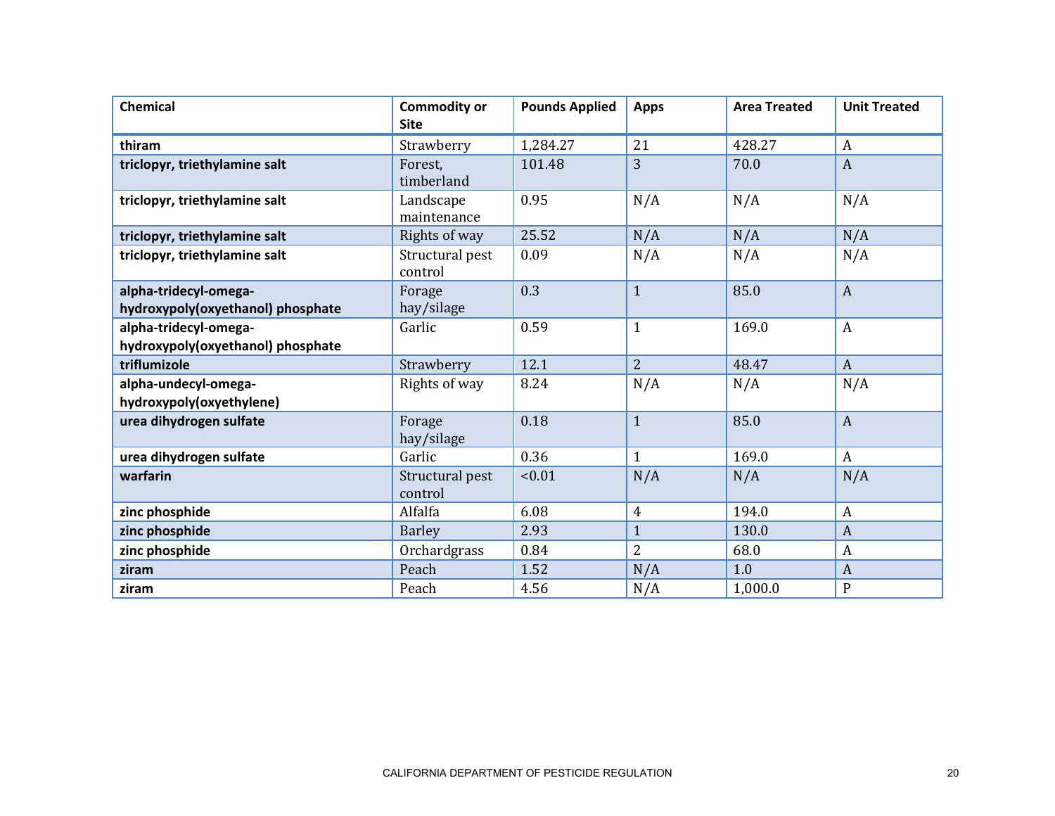| Chemical | Commodity or Site | Pounds Applied | Apps | Area Treated | Unit Treated |
| --- | --- | --- | --- | --- | --- |
| **thiram** | Strawberry | 1,284.27 | 21 | 428.27 | A |
| **triclopyr, triethylamine salt** | Forest, timberland | 101.48 | 3 | 70.0 | A |
| **triclopyr, triethylamine salt** | Landscape maintenance | 0.95 | N/A | N/A | N/A |
| **triclopyr, triethylamine salt** | Rights of way | 25.52 | N/A | N/A | N/A |
| **triclopyr, triethylamine salt** | Structural pest control | 0.09 | N/A | N/A | N/A |
| **alpha-tridecyl-omega-hydroxypoly(oxyethanol) phosphate** | Forage hay/silage | 0.3 | 1 | 85.0 | A |
| **alpha-tridecyl-omega-hydroxypoly(oxyethanol) phosphate** | Garlic | 0.59 | 1 | 169.0 | A |
| **triflumizole** | Strawberry | 12.1 | 2 | 48.47 | A |
| **alpha-undecyl-omega-hydroxypoly(oxyethylene)** | Rights of way | 8.24 | N/A | N/A | N/A |
| **urea dihydrogen sulfate** | Forage hay/silage | 0.18 | 1 | 85.0 | A |
| **urea dihydrogen sulfate** | Garlic | 0.36 | 1 | 169.0 | A |
| **warfarin** | Structural pest control | <0.01 | N/A | N/A | N/A |
| **zinc phosphide** | Alfalfa | 6.08 | 4 | 194.0 | A |
| **zinc phosphide** | Barley | 2.93 | 1 | 130.0 | A |
| **zinc phosphide** | Orchardgrass | 0.84 | 2 | 68.0 | A |
| **ziram** | Peach | 1.52 | N/A | 1.0 | A |
| **ziram** | Peach | 4.56 | N/A | 1,000.0 | P |